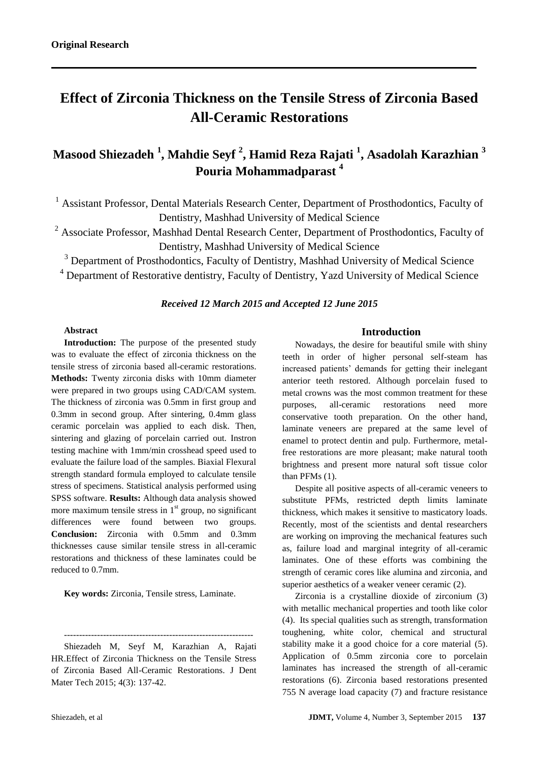**Original Research**

# Effect of Zirconia Thickness on the Tensile Stress of Zirconia Based All-Ceramic Restorations

## Masood Shiezadeh [1], Mahdie Seyf [2], Hamid Reza Rajati [1], Asadolah Karazhian [3] Pouria Mohammadparast [4]

[1] Assistant Professor, Dental Materials Research Center, Department of Prosthodontics, Faculty of Dentistry, Mashhad University of Medical Science

[2] Associate Professor, Mashhad Dental Research Center, Department of Prosthodontics, Faculty of Dentistry, Mashhad University of Medical Science

[3] Department of Prosthodontics, Faculty of Dentistry, Mashhad University of Medical Science

[4] Department of Restorative dentistry, Faculty of Dentistry, Yazd University of Medical Science

***Received 12 March 2015 and Accepted 12 June 2015***

### Abstract

**Introduction:** The purpose of the presented study was to evaluate the effect of zirconia thickness on the tensile stress of zirconia based all-ceramic restorations. **Methods:** Twenty zirconia disks with 10mm diameter were prepared in two groups using CAD/CAM system. The thickness of zirconia was 0.5mm in first group and 0.3mm in second group. After sintering, 0.4mm glass ceramic porcelain was applied to each disk. Then, sintering and glazing of porcelain carried out. Instron testing machine with 1mm/min crosshead speed used to evaluate the failure load of the samples. Biaxial Flexural strength standard formula employed to calculate tensile stress of specimens. Statistical analysis performed using SPSS software. **Results:** Although data analysis showed more maximum tensile stress in 1st group, no significant differences were found between two groups. **Conclusion:** Zirconia with 0.5mm and 0.3mm thicknesses cause similar tensile stress in all-ceramic restorations and thickness of these laminates could be reduced to 0.7mm.

**Key words:** Zirconia, Tensile stress, Laminate.

---------------------------------------------------------------

Shiezadeh M, Seyf M, Karazhian A, Rajati HR.Effect of Zirconia Thickness on the Tensile Stress of Zirconia Based All-Ceramic Restorations. J Dent Mater Tech 2015; 4(3): 137-42.

### Introduction

Nowadays, the desire for beautiful smile with shiny teeth in order of higher personal self-steam has increased patients' demands for getting their inelegant anterior teeth restored. Although porcelain fused to metal crowns was the most common treatment for these purposes, all-ceramic restorations need more conservative tooth preparation. On the other hand, laminate veneers are prepared at the same level of enamel to protect dentin and pulp. Furthermore, metal-free restorations are more pleasant; make natural tooth brightness and present more natural soft tissue color than PFMs (1).

Despite all positive aspects of all-ceramic veneers to substitute PFMs, restricted depth limits laminate thickness, which makes it sensitive to masticatory loads. Recently, most of the scientists and dental researchers are working on improving the mechanical features such as, failure load and marginal integrity of all-ceramic laminates. One of these efforts was combining the strength of ceramic cores like alumina and zirconia, and superior aesthetics of a weaker veneer ceramic (2).

Zirconia is a crystalline dioxide of zirconium (3) with metallic mechanical properties and tooth like color (4). Its special qualities such as strength, transformation toughening, white color, chemical and structural stability make it a good choice for a core material (5). Application of 0.5mm zirconia core to porcelain laminates has increased the strength of all-ceramic restorations (6). Zirconia based restorations presented 755 N average load capacity (7) and fracture resistance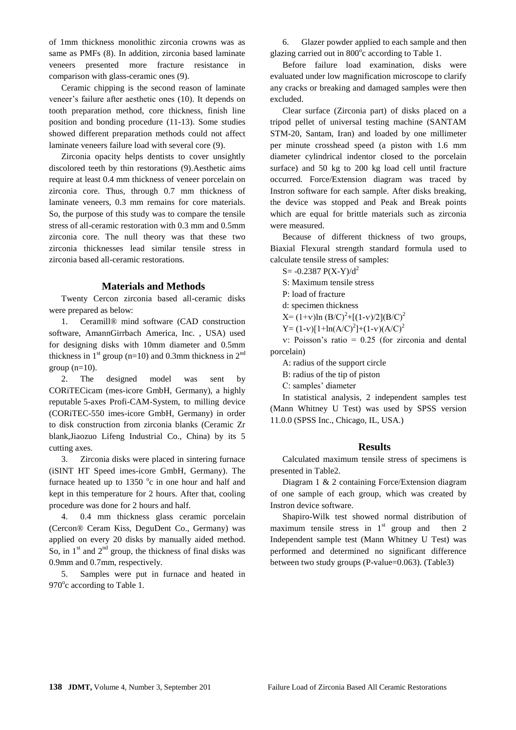of 1mm thickness monolithic zirconia crowns was as same as PMFs (8). In addition, zirconia based laminate veneers presented more fracture resistance in comparison with glass-ceramic ones (9).

Ceramic chipping is the second reason of laminate veneer's failure after aesthetic ones (10). It depends on tooth preparation method, core thickness, finish line position and bonding procedure (11-13). Some studies showed different preparation methods could not affect laminate veneers failure load with several core (9).

Zirconia opacity helps dentists to cover unsightly discolored teeth by thin restorations (9).Aesthetic aims require at least 0.4 mm thickness of veneer porcelain on zirconia core. Thus, through 0.7 mm thickness of laminate veneers, 0.3 mm remains for core materials. So, the purpose of this study was to compare the tensile stress of all-ceramic restoration with 0.3 mm and 0.5mm zirconia core. The null theory was that these two zirconia thicknesses lead similar tensile stress in zirconia based all-ceramic restorations.

## Materials and Methods

Twenty Cercon zirconia based all-ceramic disks were prepared as below:

1. Ceramill® mind software (CAD construction software, AmannGirrbach America, Inc. , USA) used for designing disks with 10mm diameter and 0.5mm thickness in 1st group (n=10) and 0.3mm thickness in 2nd group (n=10).
2. The designed model was sent by CORiTECicam (mes-icore GmbH, Germany), a highly reputable 5-axes Profi-CAM-System, to milling device (CORiTEC-550 imes-icore GmbH, Germany) in order to disk construction from zirconia blanks (Ceramic Zr blank,Jiaozuo Lifeng Industrial Co., China) by its 5 cutting axes.
3. Zirconia disks were placed in sintering furnace (iSINT HT Speed imes-icore GmbH, Germany). The furnace heated up to 1350 °c in one hour and half and kept in this temperature for 2 hours. After that, cooling procedure was done for 2 hours and half.
4. 0.4 mm thickness glass ceramic porcelain (Cercon® Ceram Kiss, DeguDent Co., Germany) was applied on every 20 disks by manually aided method. So, in 1st and 2nd group, the thickness of final disks was 0.9mm and 0.7mm, respectively.
5. Samples were put in furnace and heated in 970°c according to Table 1.
6. Glazer powder applied to each sample and then glazing carried out in 800°c according to Table 1.

Before failure load examination, disks were evaluated under low magnification microscope to clarify any cracks or breaking and damaged samples were then excluded.

Clear surface (Zirconia part) of disks placed on a tripod pellet of universal testing machine (SANTAM STM-20, Santam, Iran) and loaded by one millimeter per minute crosshead speed (a piston with 1.6 mm diameter cylindrical indentor closed to the porcelain surface) and 50 kg to 200 kg load cell until fracture occurred. Force/Extension diagram was traced by Instron software for each sample. After disks breaking, the device was stopped and Peak and Break points which are equal for brittle materials such as zirconia were measured.

Because of different thickness of two groups, Biaxial Flexural strength standard formula used to calculate tensile stress of samples:

$S= -0.2387\, P(X-Y)/d^2$

S: Maximum tensile stress

P: load of fracture

d: specimen thickness

$X= (1+v)\ln (B/C)^2+[(1-v)/2](B/C)^2$

$Y= (1-v)[1+\ln(A/C)^2]+(1-v)(A/C)^2$

v: Poisson's ratio = 0.25 (for zirconia and dental porcelain)

A: radius of the support circle

B: radius of the tip of piston

C: samples' diameter

In statistical analysis, 2 independent samples test (Mann Whitney U Test) was used by SPSS version 11.0.0 (SPSS Inc., Chicago, IL, USA.)

## Results

Calculated maximum tensile stress of specimens is presented in Table2.

Diagram 1 & 2 containing Force/Extension diagram of one sample of each group, which was created by Instron device software.

Shapiro-Wilk test showed normal distribution of maximum tensile stress in 1st group and then 2 Independent sample test (Mann Whitney U Test) was performed and determined no significant difference between two study groups (P-value=0.063). (Table3)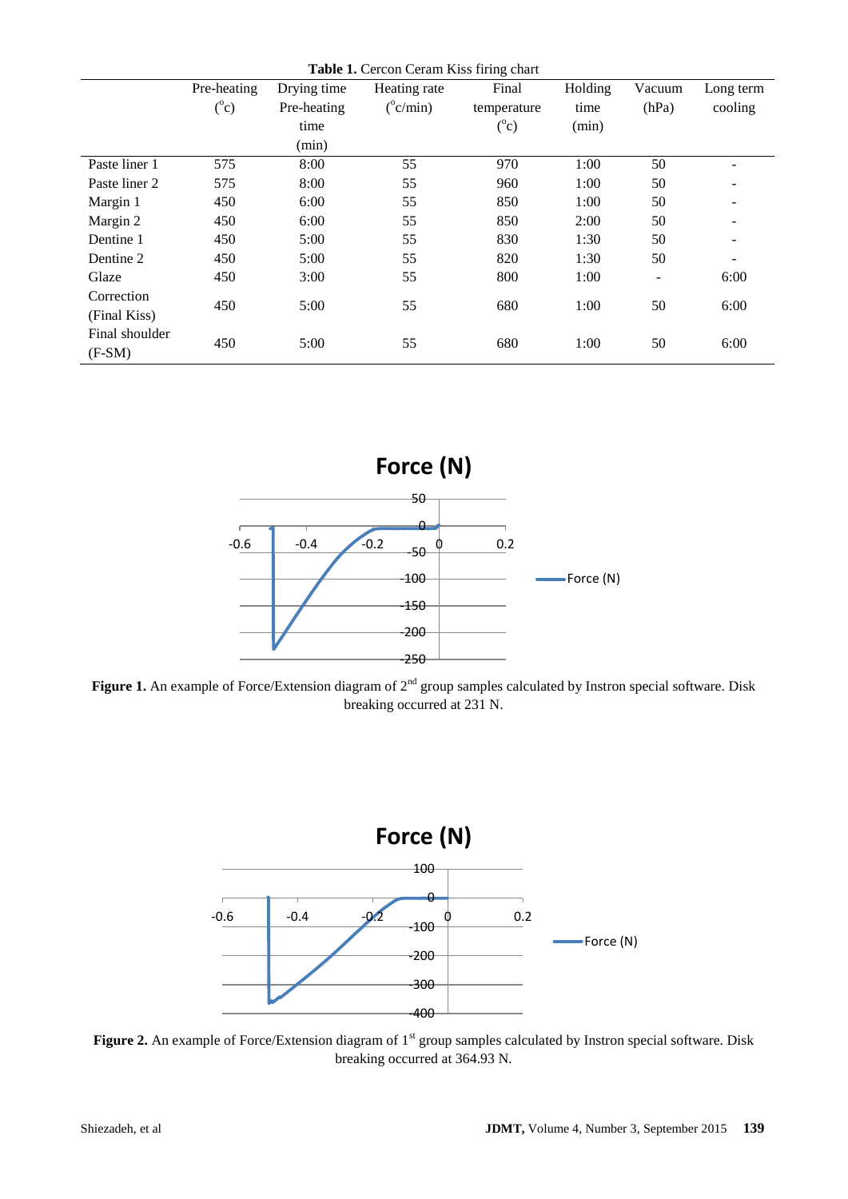**Table 1.** Cercon Ceram Kiss firing chart

| | Pre-heating (°c) | Drying time Pre-heating time (min) | Heating rate (°c/min) | Final temperature (°c) | Holding time (min) | Vacuum (hPa) | Long term cooling |
|---|---|---|---|---|---|---|---|
| Paste liner 1 | 575 | 8:00 | 55 | 970 | 1:00 | 50 | - |
| Paste liner 2 | 575 | 8:00 | 55 | 960 | 1:00 | 50 | - |
| Margin 1 | 450 | 6:00 | 55 | 850 | 1:00 | 50 | - |
| Margin 2 | 450 | 6:00 | 55 | 850 | 2:00 | 50 | - |
| Dentine 1 | 450 | 5:00 | 55 | 830 | 1:30 | 50 | - |
| Dentine 2 | 450 | 5:00 | 55 | 820 | 1:30 | 50 | - |
| Glaze | 450 | 3:00 | 55 | 800 | 1:00 | - | 6:00 |
| Correction (Final Kiss) | 450 | 5:00 | 55 | 680 | 1:00 | 50 | 6:00 |
| Final shoulder (F-SM) | 450 | 5:00 | 55 | 680 | 1:00 | 50 | 6:00 |

**Figure 1.** An example of Force/Extension diagram of 2nd group samples calculated by Instron special software. Disk breaking occurred at 231 N.

**Figure 2.** An example of Force/Extension diagram of 1st group samples calculated by Instron special software. Disk breaking occurred at 364.93 N.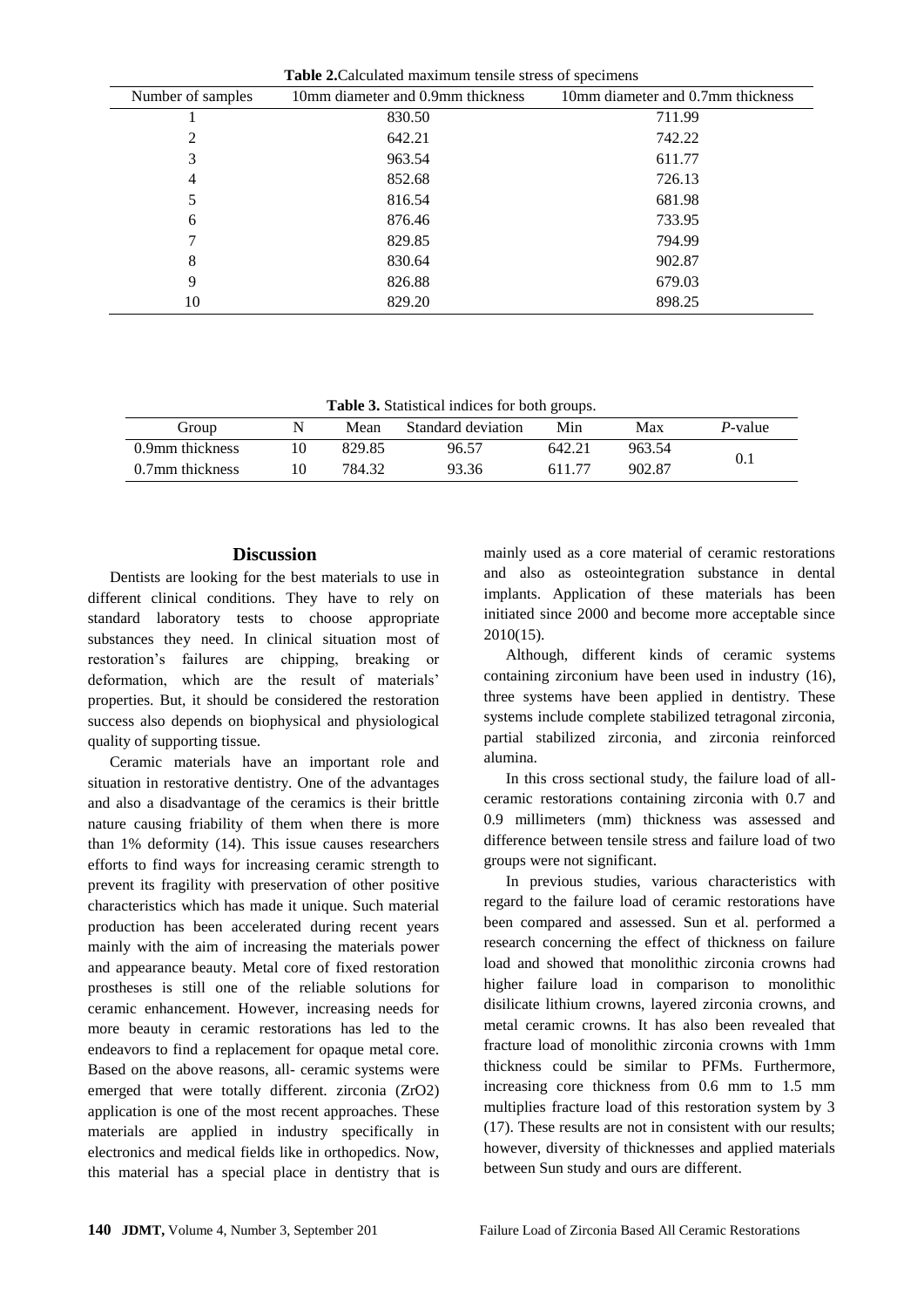**Table 2.** Calculated maximum tensile stress of specimens

| Number of samples | 10mm diameter and 0.9mm thickness | 10mm diameter and 0.7mm thickness |
|---|---|---|
| 1 | 830.50 | 711.99 |
| 2 | 642.21 | 742.22 |
| 3 | 963.54 | 611.77 |
| 4 | 852.68 | 726.13 |
| 5 | 816.54 | 681.98 |
| 6 | 876.46 | 733.95 |
| 7 | 829.85 | 794.99 |
| 8 | 830.64 | 902.87 |
| 9 | 826.88 | 679.03 |
| 10 | 829.20 | 898.25 |

**Table 3.** Statistical indices for both groups.

| Group | N | Mean | Standard deviation | Min | Max | *P*-value |
|---|---|---|---|---|---|---|
| 0.9mm thickness | 10 | 829.85 | 96.57 | 642.21 | 963.54 | 0.1 |
| 0.7mm thickness | 10 | 784.32 | 93.36 | 611.77 | 902.87 | |

## Discussion

Dentists are looking for the best materials to use in different clinical conditions. They have to rely on standard laboratory tests to choose appropriate substances they need. In clinical situation most of restoration's failures are chipping, breaking or deformation, which are the result of materials' properties. But, it should be considered the restoration success also depends on biophysical and physiological quality of supporting tissue.

Ceramic materials have an important role and situation in restorative dentistry. One of the advantages and also a disadvantage of the ceramics is their brittle nature causing friability of them when there is more than 1% deformity (14). This issue causes researchers efforts to find ways for increasing ceramic strength to prevent its fragility with preservation of other positive characteristics which has made it unique. Such material production has been accelerated during recent years mainly with the aim of increasing the materials power and appearance beauty. Metal core of fixed restoration prostheses is still one of the reliable solutions for ceramic enhancement. However, increasing needs for more beauty in ceramic restorations has led to the endeavors to find a replacement for opaque metal core. Based on the above reasons, all- ceramic systems were emerged that were totally different. zirconia ($ZrO_2$) application is one of the most recent approaches. These materials are applied in industry specifically in electronics and medical fields like in orthopedics. Now, this material has a special place in dentistry that is mainly used as a core material of ceramic restorations and also as osteointegration substance in dental implants. Application of these materials has been initiated since 2000 and become more acceptable since 2010(15).

Although, different kinds of ceramic systems containing zirconium have been used in industry (16), three systems have been applied in dentistry. These systems include complete stabilized tetragonal zirconia, partial stabilized zirconia, and zirconia reinforced alumina.

In this cross sectional study, the failure load of all-ceramic restorations containing zirconia with 0.7 and 0.9 millimeters (mm) thickness was assessed and difference between tensile stress and failure load of two groups were not significant.

In previous studies, various characteristics with regard to the failure load of ceramic restorations have been compared and assessed. Sun et al. performed a research concerning the effect of thickness on failure load and showed that monolithic zirconia crowns had higher failure load in comparison to monolithic disilicate lithium crowns, layered zirconia crowns, and metal ceramic crowns. It has also been revealed that fracture load of monolithic zirconia crowns with 1mm thickness could be similar to PFMs. Furthermore, increasing core thickness from 0.6 mm to 1.5 mm multiplies fracture load of this restoration system by 3 (17). These results are not in consistent with our results; however, diversity of thicknesses and applied materials between Sun study and ours are different.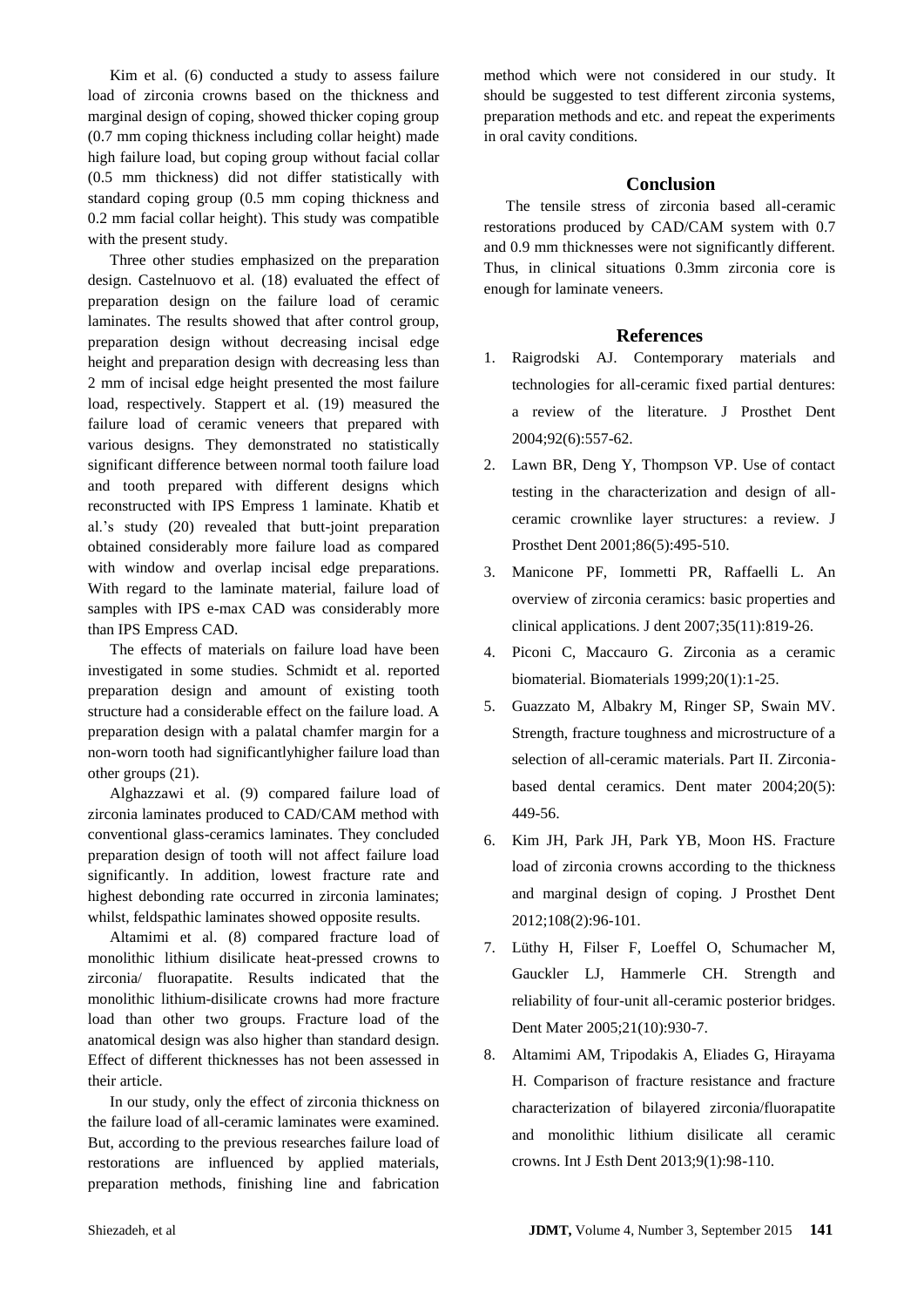Kim et al. (6) conducted a study to assess failure load of zirconia crowns based on the thickness and marginal design of coping, showed thicker coping group (0.7 mm coping thickness including collar height) made high failure load, but coping group without facial collar (0.5 mm thickness) did not differ statistically with standard coping group (0.5 mm coping thickness and 0.2 mm facial collar height). This study was compatible with the present study.

Three other studies emphasized on the preparation design. Castelnuovo et al. (18) evaluated the effect of preparation design on the failure load of ceramic laminates. The results showed that after control group, preparation design without decreasing incisal edge height and preparation design with decreasing less than 2 mm of incisal edge height presented the most failure load, respectively. Stappert et al. (19) measured the failure load of ceramic veneers that prepared with various designs. They demonstrated no statistically significant difference between normal tooth failure load and tooth prepared with different designs which reconstructed with IPS Empress 1 laminate. Khatib et al.'s study (20) revealed that butt-joint preparation obtained considerably more failure load as compared with window and overlap incisal edge preparations. With regard to the laminate material, failure load of samples with IPS e-max CAD was considerably more than IPS Empress CAD.

The effects of materials on failure load have been investigated in some studies. Schmidt et al. reported preparation design and amount of existing tooth structure had a considerable effect on the failure load. A preparation design with a palatal chamfer margin for a non-worn tooth had significantlyhigher failure load than other groups (21).

Alghazzawi et al. (9) compared failure load of zirconia laminates produced to CAD/CAM method with conventional glass-ceramics laminates. They concluded preparation design of tooth will not affect failure load significantly. In addition, lowest fracture rate and highest debonding rate occurred in zirconia laminates; whilst, feldspathic laminates showed opposite results.

Altamimi et al. (8) compared fracture load of monolithic lithium disilicate heat-pressed crowns to zirconia/ fluorapatite. Results indicated that the monolithic lithium-disilicate crowns had more fracture load than other two groups. Fracture load of the anatomical design was also higher than standard design. Effect of different thicknesses has not been assessed in their article.

In our study, only the effect of zirconia thickness on the failure load of all-ceramic laminates were examined. But, according to the previous researches failure load of restorations are influenced by applied materials, preparation methods, finishing line and fabrication method which were not considered in our study. It should be suggested to test different zirconia systems, preparation methods and etc. and repeat the experiments in oral cavity conditions.

## Conclusion

The tensile stress of zirconia based all-ceramic restorations produced by CAD/CAM system with 0.7 and 0.9 mm thicknesses were not significantly different. Thus, in clinical situations 0.3mm zirconia core is enough for laminate veneers.

## References

1. Raigrodski AJ. Contemporary materials and technologies for all-ceramic fixed partial dentures: a review of the literature. J Prosthet Dent 2004;92(6):557-62.
2. Lawn BR, Deng Y, Thompson VP. Use of contact testing in the characterization and design of all-ceramic crownlike layer structures: a review. J Prosthet Dent 2001;86(5):495-510.
3. Manicone PF, Iommetti PR, Raffaelli L. An overview of zirconia ceramics: basic properties and clinical applications. J dent 2007;35(11):819-26.
4. Piconi C, Maccauro G. Zirconia as a ceramic biomaterial. Biomaterials 1999;20(1):1-25.
5. Guazzato M, Albakry M, Ringer SP, Swain MV. Strength, fracture toughness and microstructure of a selection of all-ceramic materials. Part II. Zirconia-based dental ceramics. Dent mater 2004;20(5): 449-56.
6. Kim JH, Park JH, Park YB, Moon HS. Fracture load of zirconia crowns according to the thickness and marginal design of coping. J Prosthet Dent 2012;108(2):96-101.
7. Lüthy H, Filser F, Loeffel O, Schumacher M, Gauckler LJ, Hammerle CH. Strength and reliability of four-unit all-ceramic posterior bridges. Dent Mater 2005;21(10):930-7.
8. Altamimi AM, Tripodakis A, Eliades G, Hirayama H. Comparison of fracture resistance and fracture characterization of bilayered zirconia/fluorapatite and monolithic lithium disilicate all ceramic crowns. Int J Esth Dent 2013;9(1):98-110.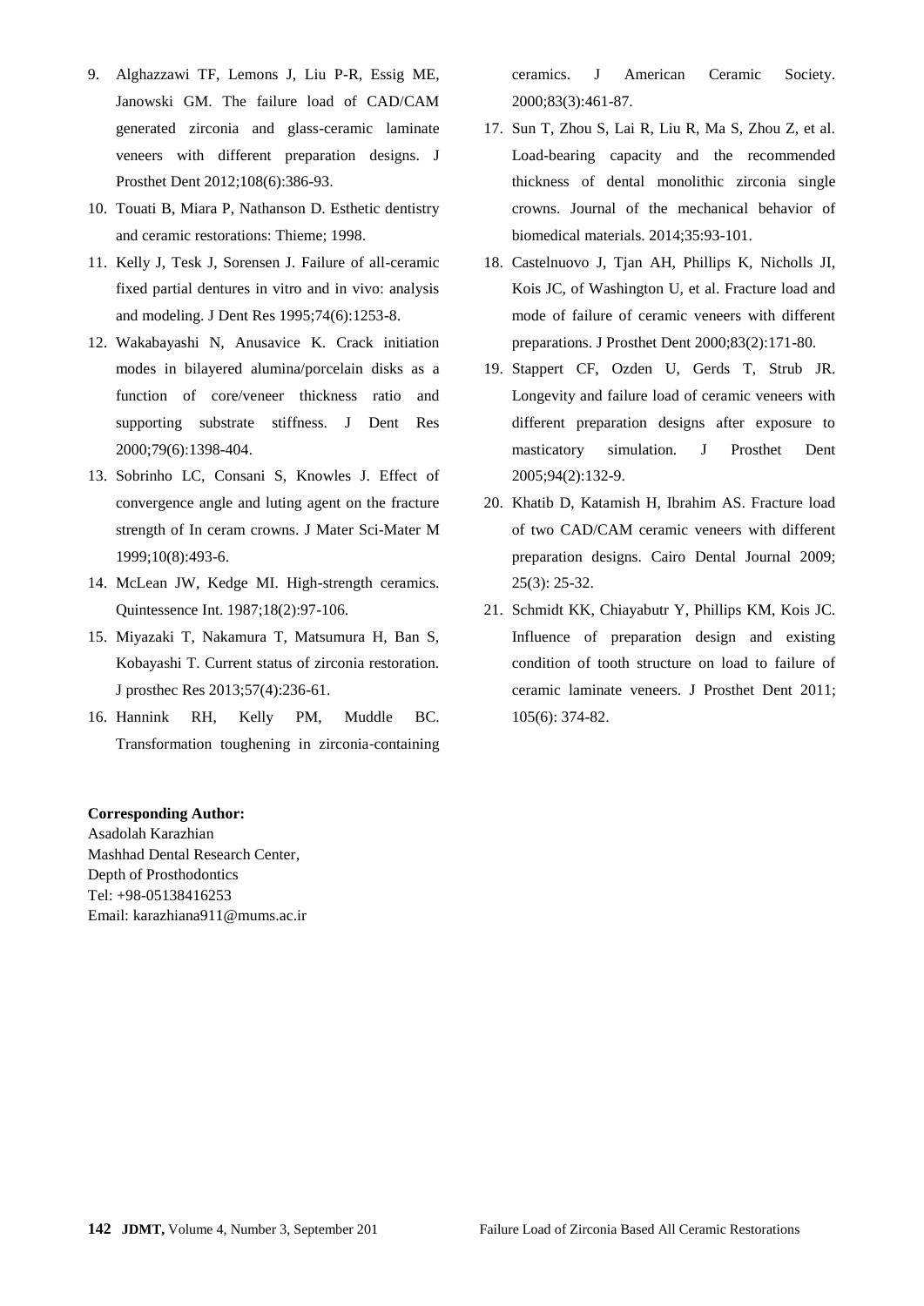9. Alghazzawi TF, Lemons J, Liu P-R, Essig ME, Janowski GM. The failure load of CAD/CAM generated zirconia and glass-ceramic laminate veneers with different preparation designs. J Prosthet Dent 2012;108(6):386-93.
10. Touati B, Miara P, Nathanson D. Esthetic dentistry and ceramic restorations: Thieme; 1998.
11. Kelly J, Tesk J, Sorensen J. Failure of all-ceramic fixed partial dentures in vitro and in vivo: analysis and modeling. J Dent Res 1995;74(6):1253-8.
12. Wakabayashi N, Anusavice K. Crack initiation modes in bilayered alumina/porcelain disks as a function of core/veneer thickness ratio and supporting substrate stiffness. J Dent Res 2000;79(6):1398-404.
13. Sobrinho LC, Consani S, Knowles J. Effect of convergence angle and luting agent on the fracture strength of In ceram crowns. J Mater Sci-Mater M 1999;10(8):493-6.
14. McLean JW, Kedge MI. High-strength ceramics. Quintessence Int. 1987;18(2):97-106.
15. Miyazaki T, Nakamura T, Matsumura H, Ban S, Kobayashi T. Current status of zirconia restoration. J prosthec Res 2013;57(4):236-61.
16. Hannink RH, Kelly PM, Muddle BC. Transformation toughening in zirconia-containing ceramics. J American Ceramic Society. 2000;83(3):461-87.
17. Sun T, Zhou S, Lai R, Liu R, Ma S, Zhou Z, et al. Load-bearing capacity and the recommended thickness of dental monolithic zirconia single crowns. Journal of the mechanical behavior of biomedical materials. 2014;35:93-101.
18. Castelnuovo J, Tjan AH, Phillips K, Nicholls JI, Kois JC, of Washington U, et al. Fracture load and mode of failure of ceramic veneers with different preparations. J Prosthet Dent 2000;83(2):171-80.
19. Stappert CF, Ozden U, Gerds T, Strub JR. Longevity and failure load of ceramic veneers with different preparation designs after exposure to masticatory simulation. J Prosthet Dent 2005;94(2):132-9.
20. Khatib D, Katamish H, Ibrahim AS. Fracture load of two CAD/CAM ceramic veneers with different preparation designs. Cairo Dental Journal 2009; 25(3): 25-32.
21. Schmidt KK, Chiayabutr Y, Phillips KM, Kois JC. Influence of preparation design and existing condition of tooth structure on load to failure of ceramic laminate veneers. J Prosthet Dent 2011; 105(6): 374-82.

**Corresponding Author:**
Asadolah Karazhian
Mashhad Dental Research Center,
Depth of Prosthodontics
Tel: +98-05138416253
Email: karazhiana911@mums.ac.ir